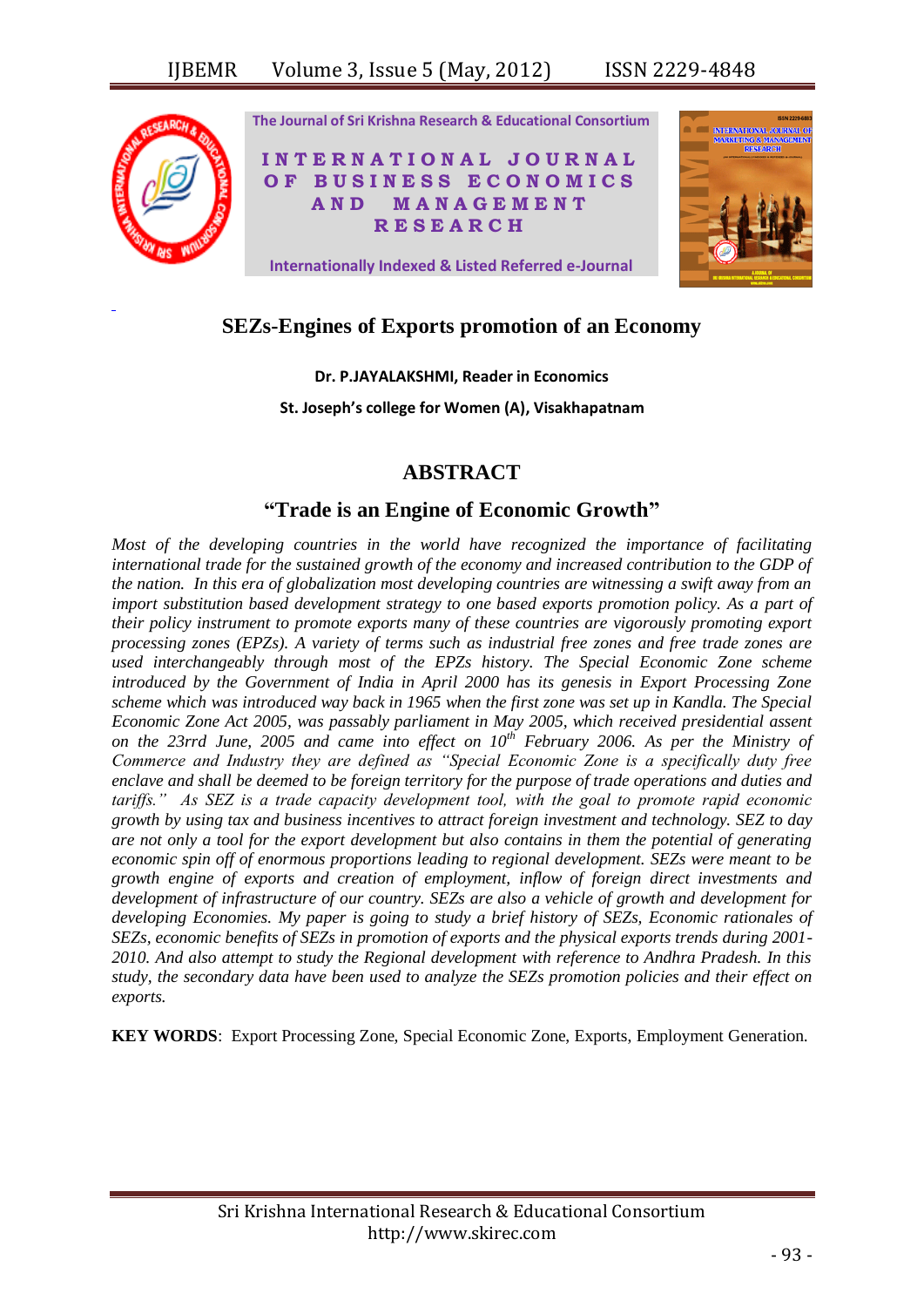# SEZs-Engines of Exports promotion of an Economy

**Dr. P.JAYALAKSHMI, Reader in Economics**

**St. Joseph's college for Women (A), Visakhapatnam**

## ABSTRACT

### "Trade is an Engine of Economic Growth"

*Most of the developing countries in the world have recognized the importance of facilitating international trade for the sustained growth of the economy and increased contribution to the GDP of the nation. In this era of globalization most developing countries are witnessing a swift away from an import substitution based development strategy to one based exports promotion policy. As a part of their policy instrument to promote exports many of these countries are vigorously promoting export processing zones (EPZs). A variety of terms such as industrial free zones and free trade zones are used interchangeably through most of the EPZs history. The Special Economic Zone scheme introduced by the Government of India in April 2000 has its genesis in Export Processing Zone scheme which was introduced way back in 1965 when the first zone was set up in Kandla. The Special Economic Zone Act 2005, was passably parliament in May 2005, which received presidential assent on the 23rrd June, 2005 and came into effect on 10th February 2006. As per the Ministry of Commerce and Industry they are defined as "Special Economic Zone is a specifically duty free enclave and shall be deemed to be foreign territory for the purpose of trade operations and duties and tariffs." As SEZ is a trade capacity development tool, with the goal to promote rapid economic growth by using tax and business incentives to attract foreign investment and technology. SEZ to day are not only a tool for the export development but also contains in them the potential of generating economic spin off of enormous proportions leading to regional development. SEZs were meant to be growth engine of exports and creation of employment, inflow of foreign direct investments and development of infrastructure of our country. SEZs are also a vehicle of growth and development for developing Economies. My paper is going to study a brief history of SEZs, Economic rationales of SEZs, economic benefits of SEZs in promotion of exports and the physical exports trends during 2001-2010. And also attempt to study the Regional development with reference to Andhra Pradesh. In this study, the secondary data have been used to analyze the SEZs promotion policies and their effect on exports.*

**KEY WORDS**: Export Processing Zone, Special Economic Zone, Exports, Employment Generation.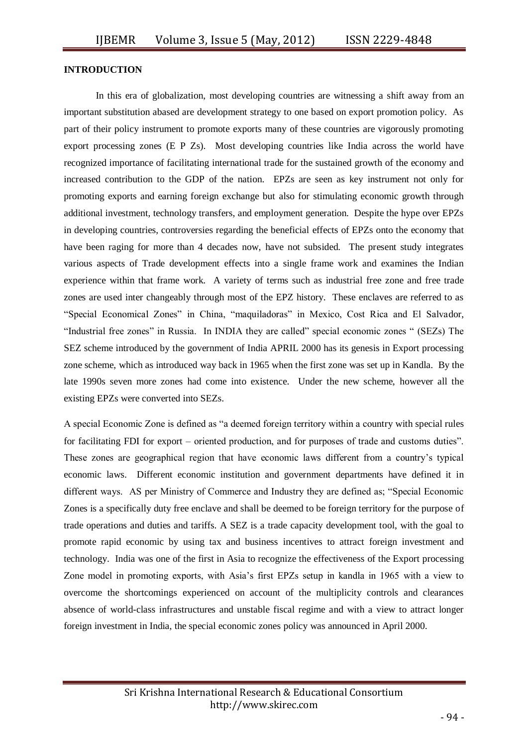**INTRODUCTION**

In this era of globalization, most developing countries are witnessing a shift away from an important substitution abased are development strategy to one based on export promotion policy. As part of their policy instrument to promote exports many of these countries are vigorously promoting export processing zones (E P Zs). Most developing countries like India across the world have recognized importance of facilitating international trade for the sustained growth of the economy and increased contribution to the GDP of the nation. EPZs are seen as key instrument not only for promoting exports and earning foreign exchange but also for stimulating economic growth through additional investment, technology transfers, and employment generation. Despite the hype over EPZs in developing countries, controversies regarding the beneficial effects of EPZs onto the economy that have been raging for more than 4 decades now, have not subsided. The present study integrates various aspects of Trade development effects into a single frame work and examines the Indian experience within that frame work. A variety of terms such as industrial free zone and free trade zones are used inter changeably through most of the EPZ history. These enclaves are referred to as "Special Economical Zones" in China, "maquiladoras" in Mexico, Cost Rica and El Salvador, "Industrial free zones" in Russia. In INDIA they are called" special economic zones " (SEZs) The SEZ scheme introduced by the government of India APRIL 2000 has its genesis in Export processing zone scheme, which as introduced way back in 1965 when the first zone was set up in Kandla. By the late 1990s seven more zones had come into existence. Under the new scheme, however all the existing EPZs were converted into SEZs.

A special Economic Zone is defined as "a deemed foreign territory within a country with special rules for facilitating FDI for export – oriented production, and for purposes of trade and customs duties". These zones are geographical region that have economic laws different from a country's typical economic laws. Different economic institution and government departments have defined it in different ways. AS per Ministry of Commerce and Industry they are defined as; "Special Economic Zones is a specifically duty free enclave and shall be deemed to be foreign territory for the purpose of trade operations and duties and tariffs. A SEZ is a trade capacity development tool, with the goal to promote rapid economic by using tax and business incentives to attract foreign investment and technology. India was one of the first in Asia to recognize the effectiveness of the Export processing Zone model in promoting exports, with Asia's first EPZs setup in kandla in 1965 with a view to overcome the shortcomings experienced on account of the multiplicity controls and clearances absence of world-class infrastructures and unstable fiscal regime and with a view to attract longer foreign investment in India, the special economic zones policy was announced in April 2000.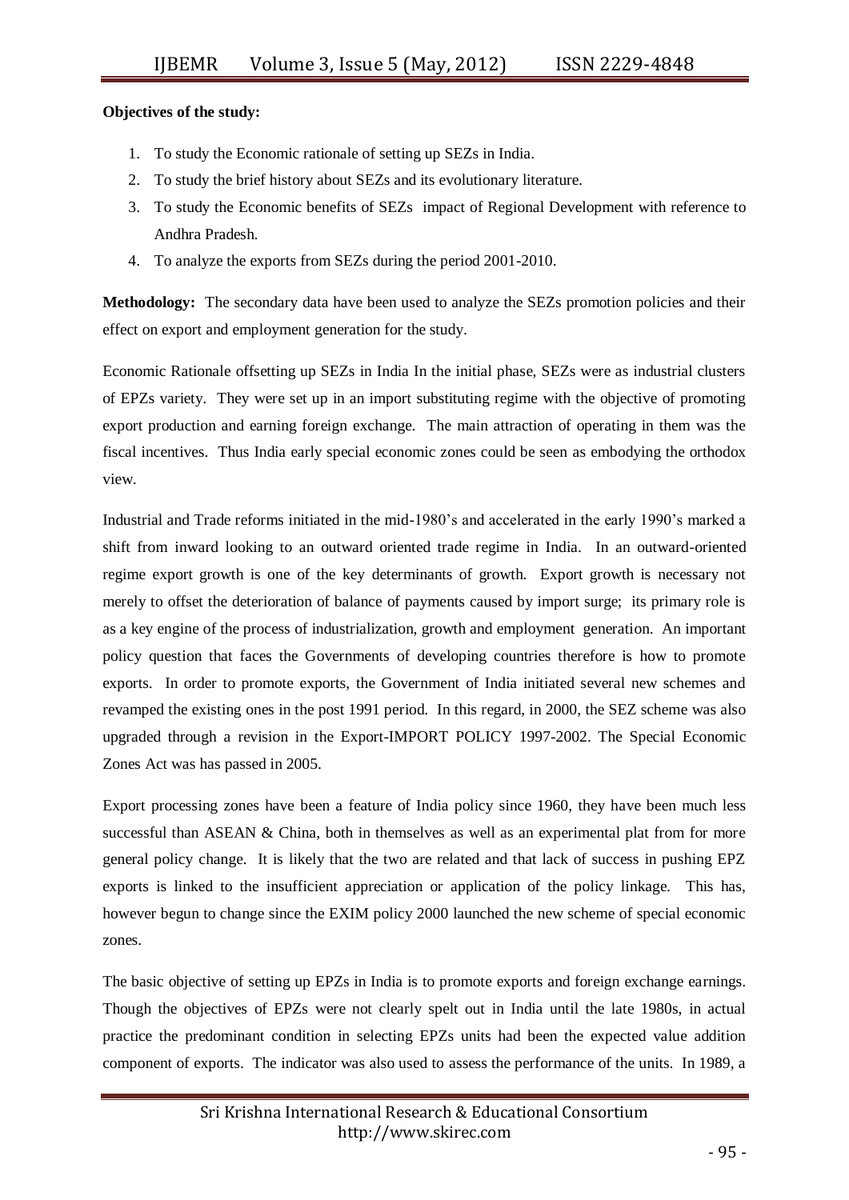**Objectives of the study:**

1. To study the Economic rationale of setting up SEZs in India.
2. To study the brief history about SEZs and its evolutionary literature.
3. To study the Economic benefits of SEZs impact of Regional Development with reference to Andhra Pradesh.
4. To analyze the exports from SEZs during the period 2001-2010.

**Methodology:** The secondary data have been used to analyze the SEZs promotion policies and their effect on export and employment generation for the study.

Economic Rationale offsetting up SEZs in India In the initial phase, SEZs were as industrial clusters of EPZs variety. They were set up in an import substituting regime with the objective of promoting export production and earning foreign exchange. The main attraction of operating in them was the fiscal incentives. Thus India early special economic zones could be seen as embodying the orthodox view.

Industrial and Trade reforms initiated in the mid-1980's and accelerated in the early 1990's marked a shift from inward looking to an outward oriented trade regime in India. In an outward-oriented regime export growth is one of the key determinants of growth. Export growth is necessary not merely to offset the deterioration of balance of payments caused by import surge; its primary role is as a key engine of the process of industrialization, growth and employment generation. An important policy question that faces the Governments of developing countries therefore is how to promote exports. In order to promote exports, the Government of India initiated several new schemes and revamped the existing ones in the post 1991 period. In this regard, in 2000, the SEZ scheme was also upgraded through a revision in the Export-IMPORT POLICY 1997-2002. The Special Economic Zones Act was has passed in 2005.

Export processing zones have been a feature of India policy since 1960, they have been much less successful than ASEAN & China, both in themselves as well as an experimental plat from for more general policy change. It is likely that the two are related and that lack of success in pushing EPZ exports is linked to the insufficient appreciation or application of the policy linkage. This has, however begun to change since the EXIM policy 2000 launched the new scheme of special economic zones.

The basic objective of setting up EPZs in India is to promote exports and foreign exchange earnings. Though the objectives of EPZs were not clearly spelt out in India until the late 1980s, in actual practice the predominant condition in selecting EPZs units had been the expected value addition component of exports. The indicator was also used to assess the performance of the units. In 1989, a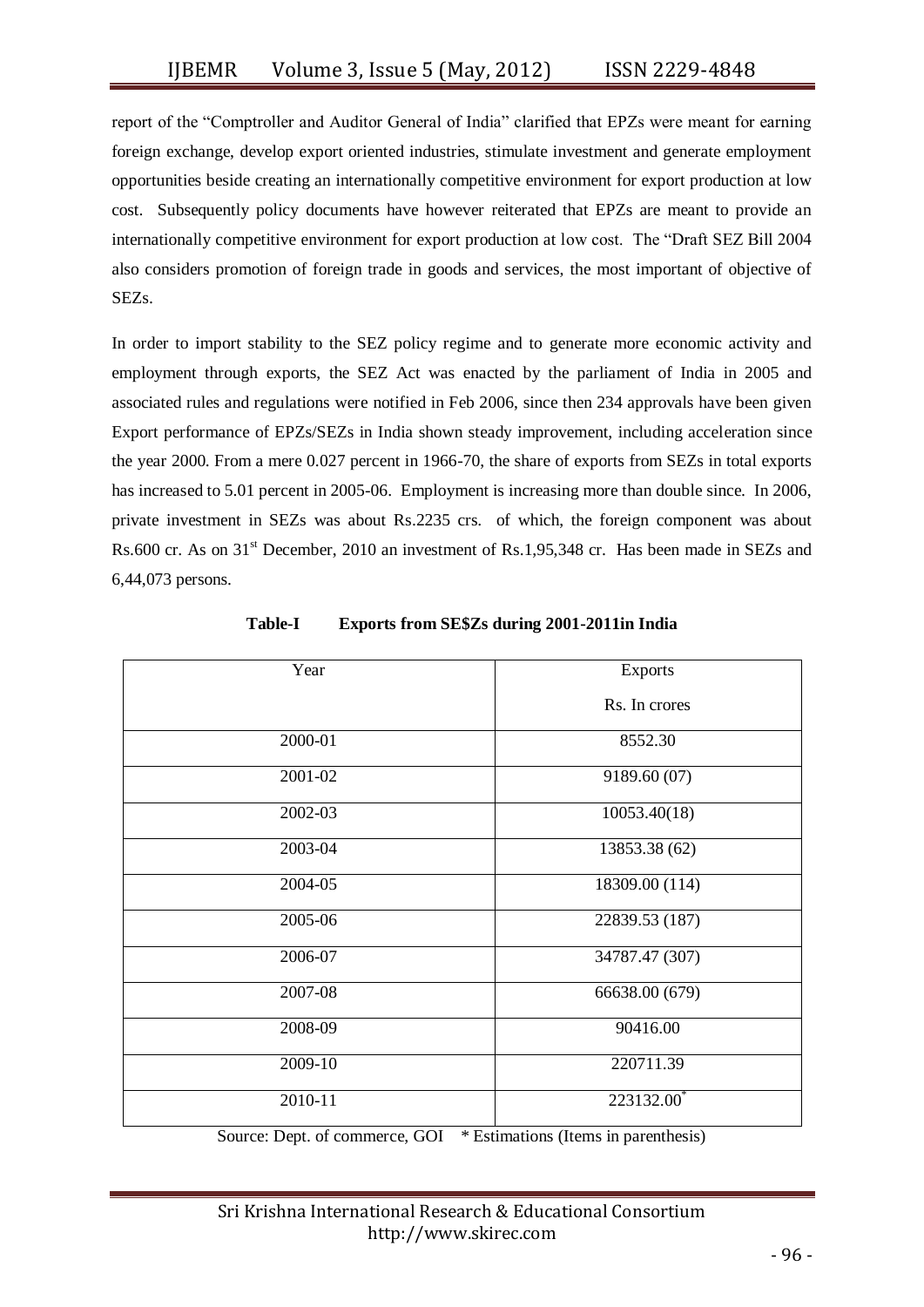report of the "Comptroller and Auditor General of India" clarified that EPZs were meant for earning foreign exchange, develop export oriented industries, stimulate investment and generate employment opportunities beside creating an internationally competitive environment for export production at low cost. Subsequently policy documents have however reiterated that EPZs are meant to provide an internationally competitive environment for export production at low cost. The "Draft SEZ Bill 2004 also considers promotion of foreign trade in goods and services, the most important of objective of SEZs.

In order to import stability to the SEZ policy regime and to generate more economic activity and employment through exports, the SEZ Act was enacted by the parliament of India in 2005 and associated rules and regulations were notified in Feb 2006, since then 234 approvals have been given Export performance of EPZs/SEZs in India shown steady improvement, including acceleration since the year 2000. From a mere 0.027 percent in 1966-70, the share of exports from SEZs in total exports has increased to 5.01 percent in 2005-06. Employment is increasing more than double since. In 2006, private investment in SEZs was about Rs.2235 crs. of which, the foreign component was about Rs.600 cr. As on 31st December, 2010 an investment of Rs.1,95,348 cr. Has been made in SEZs and 6,44,073 persons.

**Table-I Exports from SE$Zs during 2001-2011in India**

| Year | Exports Rs. In crores |
|---|---|
| 2000-01 | 8552.30 |
| 2001-02 | 9189.60 (07) |
| 2002-03 | 10053.40(18) |
| 2003-04 | 13853.38 (62) |
| 2004-05 | 18309.00 (114) |
| 2005-06 | 22839.53 (187) |
| 2006-07 | 34787.47 (307) |
| 2007-08 | 66638.00 (679) |
| 2008-09 | 90416.00 |
| 2009-10 | 220711.39 |
| 2010-11 | 223132.00* |

Source: Dept. of commerce, GOI * Estimations (Items in parenthesis)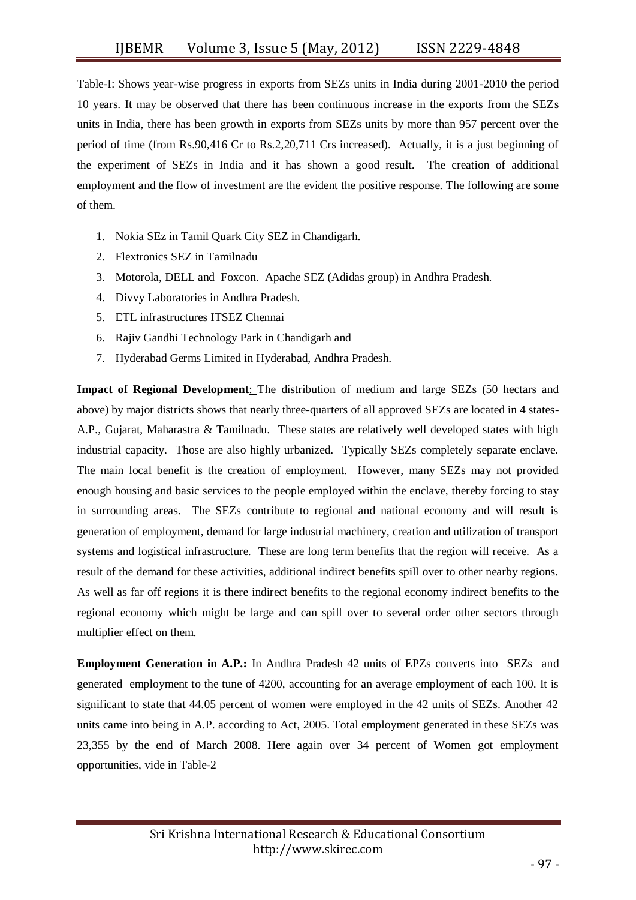Table-I: Shows year-wise progress in exports from SEZs units in India during 2001-2010 the period 10 years. It may be observed that there has been continuous increase in the exports from the SEZs units in India, there has been growth in exports from SEZs units by more than 957 percent over the period of time (from Rs.90,416 Cr to Rs.2,20,711 Crs increased). Actually, it is a just beginning of the experiment of SEZs in India and it has shown a good result. The creation of additional employment and the flow of investment are the evident the positive response. The following are some of them.

1. Nokia SEz in Tamil Quark City SEZ in Chandigarh.
2. Flextronics SEZ in Tamilnadu
3. Motorola, DELL and Foxcon. Apache SEZ (Adidas group) in Andhra Pradesh.
4. Divvy Laboratories in Andhra Pradesh.
5. ETL infrastructures ITSEZ Chennai
6. Rajiv Gandhi Technology Park in Chandigarh and
7. Hyderabad Germs Limited in Hyderabad, Andhra Pradesh.

**Impact of Regional Development**: The distribution of medium and large SEZs (50 hectars and above) by major districts shows that nearly three-quarters of all approved SEZs are located in 4 states- A.P., Gujarat, Maharastra & Tamilnadu. These states are relatively well developed states with high industrial capacity. Those are also highly urbanized. Typically SEZs completely separate enclave. The main local benefit is the creation of employment. However, many SEZs may not provided enough housing and basic services to the people employed within the enclave, thereby forcing to stay in surrounding areas. The SEZs contribute to regional and national economy and will result is generation of employment, demand for large industrial machinery, creation and utilization of transport systems and logistical infrastructure. These are long term benefits that the region will receive. As a result of the demand for these activities, additional indirect benefits spill over to other nearby regions. As well as far off regions it is there indirect benefits to the regional economy indirect benefits to the regional economy which might be large and can spill over to several order other sectors through multiplier effect on them.

**Employment Generation in A.P.:** In Andhra Pradesh 42 units of EPZs converts into SEZs and generated employment to the tune of 4200, accounting for an average employment of each 100. It is significant to state that 44.05 percent of women were employed in the 42 units of SEZs. Another 42 units came into being in A.P. according to Act, 2005. Total employment generated in these SEZs was 23,355 by the end of March 2008. Here again over 34 percent of Women got employment opportunities, vide in Table-2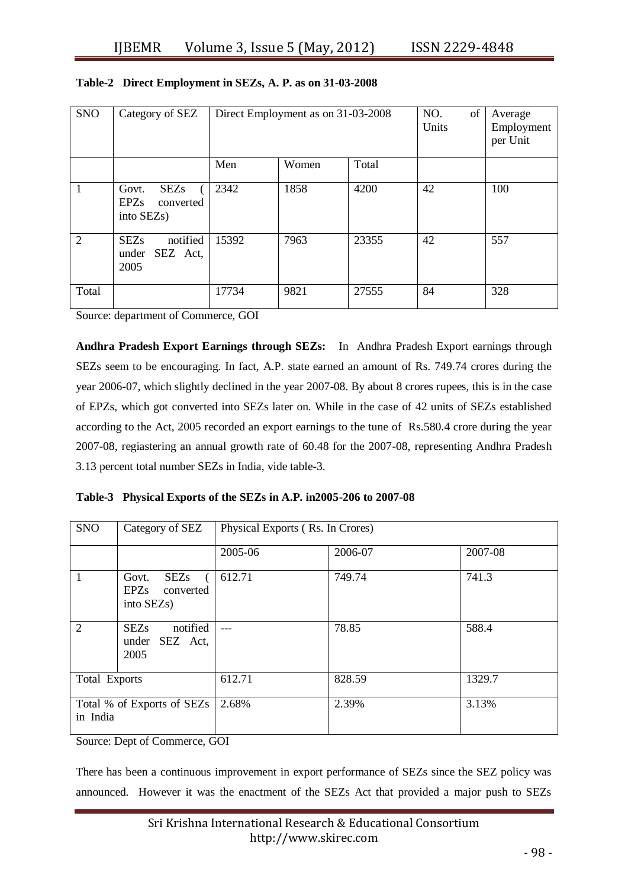**Table-2 Direct Employment in SEZs, A. P. as on 31-03-2008**

| SNO | Category of SEZ | Direct Employment as on 31-03-2008 | | | NO. of Units | Average Employment per Unit |
|---|---|---|---|---|---|---|
| | | Men | Women | Total | | |
| 1 | Govt. SEZs ( EPZs converted into SEZs) | 2342 | 1858 | 4200 | 42 | 100 |
| 2 | SEZs notified under SEZ Act, 2005 | 15392 | 7963 | 23355 | 42 | 557 |
| Total | | 17734 | 9821 | 27555 | 84 | 328 |

Source: department of Commerce, GOI

**Andhra Pradesh Export Earnings through SEZs:** In Andhra Pradesh Export earnings through SEZs seem to be encouraging. In fact, A.P. state earned an amount of Rs. 749.74 crores during the year 2006-07, which slightly declined in the year 2007-08. By about 8 crores rupees, this is in the case of EPZs, which got converted into SEZs later on. While in the case of 42 units of SEZs established according to the Act, 2005 recorded an export earnings to the tune of Rs.580.4 crore during the year 2007-08, regiastering an annual growth rate of 60.48 for the 2007-08, representing Andhra Pradesh 3.13 percent total number SEZs in India, vide table-3.

**Table-3 Physical Exports of the SEZs in A.P. in2005-206 to 2007-08**

| SNO | Category of SEZ | Physical Exports ( Rs. In Crores) | | |
|---|---|---|---|---|
| | | 2005-06 | 2006-07 | 2007-08 |
| 1 | Govt. SEZs ( EPZs converted into SEZs) | 612.71 | 749.74 | 741.3 |
| 2 | SEZs notified under SEZ Act, 2005 | --- | 78.85 | 588.4 |
| Total Exports | | 612.71 | 828.59 | 1329.7 |
| Total % of Exports of SEZs in India | | 2.68% | 2.39% | 3.13% |

Source: Dept of Commerce, GOI

There has been a continuous improvement in export performance of SEZs since the SEZ policy was announced. However it was the enactment of the SEZs Act that provided a major push to SEZs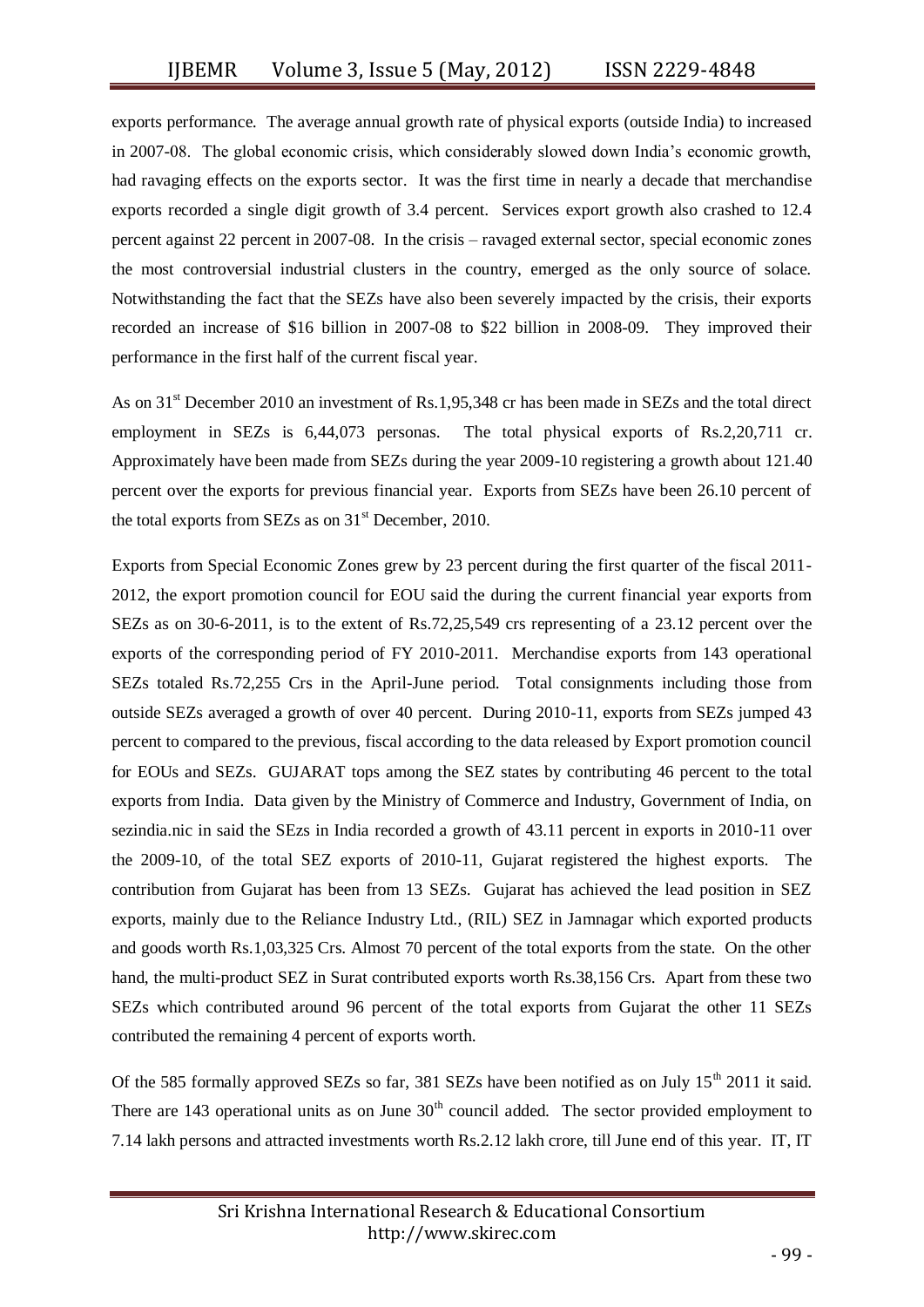exports performance. The average annual growth rate of physical exports (outside India) to increased in 2007-08. The global economic crisis, which considerably slowed down India's economic growth, had ravaging effects on the exports sector. It was the first time in nearly a decade that merchandise exports recorded a single digit growth of 3.4 percent. Services export growth also crashed to 12.4 percent against 22 percent in 2007-08. In the crisis – ravaged external sector, special economic zones the most controversial industrial clusters in the country, emerged as the only source of solace. Notwithstanding the fact that the SEZs have also been severely impacted by the crisis, their exports recorded an increase of $16 billion in 2007-08 to $22 billion in 2008-09. They improved their performance in the first half of the current fiscal year.

As on 31st December 2010 an investment of Rs.1,95,348 cr has been made in SEZs and the total direct employment in SEZs is 6,44,073 personas. The total physical exports of Rs.2,20,711 cr. Approximately have been made from SEZs during the year 2009-10 registering a growth about 121.40 percent over the exports for previous financial year. Exports from SEZs have been 26.10 percent of the total exports from SEZs as on 31st December, 2010.

Exports from Special Economic Zones grew by 23 percent during the first quarter of the fiscal 2011-2012, the export promotion council for EOU said the during the current financial year exports from SEZs as on 30-6-2011, is to the extent of Rs.72,25,549 crs representing of a 23.12 percent over the exports of the corresponding period of FY 2010-2011. Merchandise exports from 143 operational SEZs totaled Rs.72,255 Crs in the April-June period. Total consignments including those from outside SEZs averaged a growth of over 40 percent. During 2010-11, exports from SEZs jumped 43 percent to compared to the previous, fiscal according to the data released by Export promotion council for EOUs and SEZs. GUJARAT tops among the SEZ states by contributing 46 percent to the total exports from India. Data given by the Ministry of Commerce and Industry, Government of India, on sezindia.nic in said the SEzs in India recorded a growth of 43.11 percent in exports in 2010-11 over the 2009-10, of the total SEZ exports of 2010-11, Gujarat registered the highest exports. The contribution from Gujarat has been from 13 SEZs. Gujarat has achieved the lead position in SEZ exports, mainly due to the Reliance Industry Ltd., (RIL) SEZ in Jamnagar which exported products and goods worth Rs.1,03,325 Crs. Almost 70 percent of the total exports from the state. On the other hand, the multi-product SEZ in Surat contributed exports worth Rs.38,156 Crs. Apart from these two SEZs which contributed around 96 percent of the total exports from Gujarat the other 11 SEZs contributed the remaining 4 percent of exports worth.

Of the 585 formally approved SEZs so far, 381 SEZs have been notified as on July 15th 2011 it said. There are 143 operational units as on June 30th council added. The sector provided employment to 7.14 lakh persons and attracted investments worth Rs.2.12 lakh crore, till June end of this year. IT, IT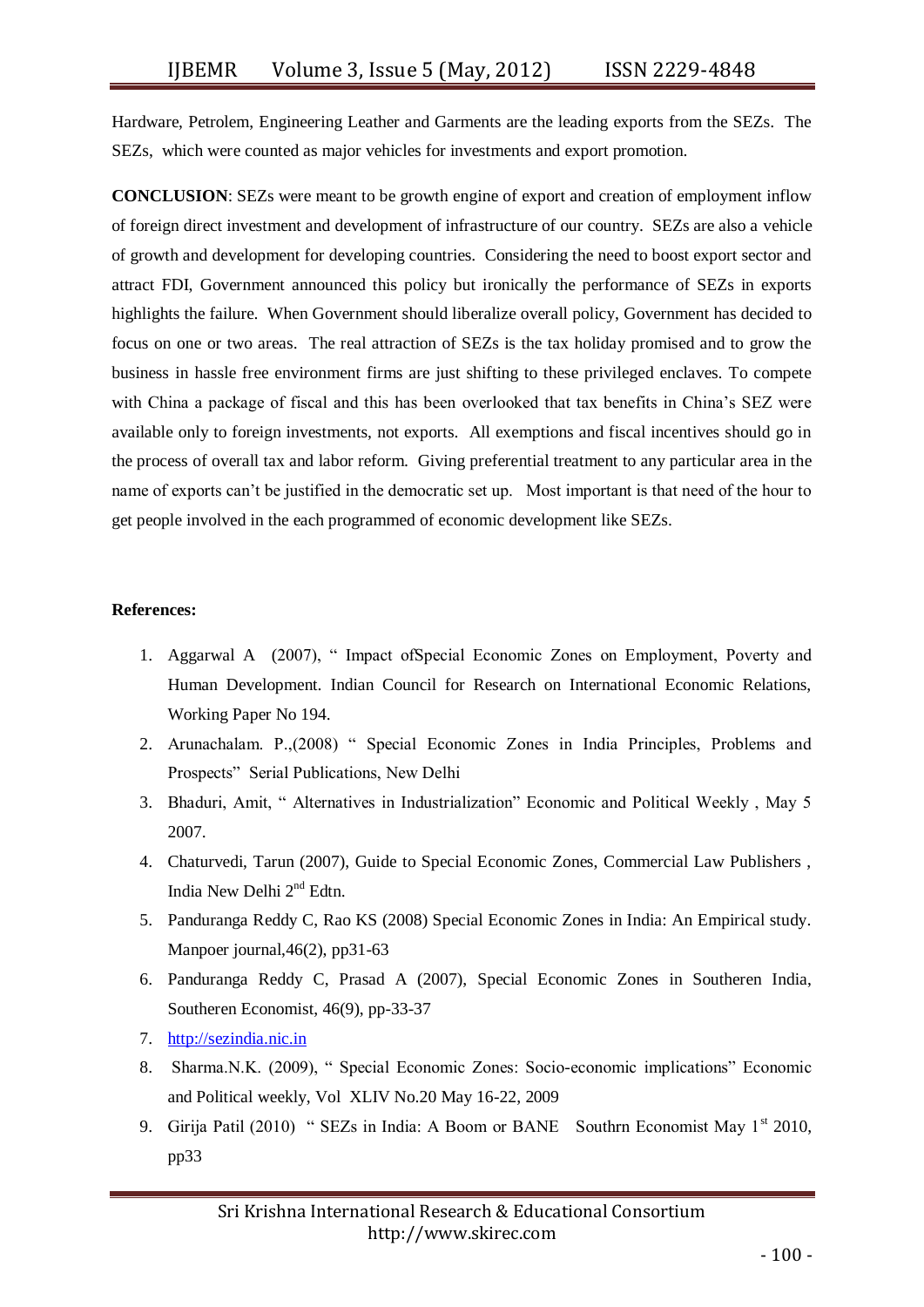Hardware, Petrolem, Engineering Leather and Garments are the leading exports from the SEZs. The SEZs, which were counted as major vehicles for investments and export promotion.

**CONCLUSION**: SEZs were meant to be growth engine of export and creation of employment inflow of foreign direct investment and development of infrastructure of our country. SEZs are also a vehicle of growth and development for developing countries. Considering the need to boost export sector and attract FDI, Government announced this policy but ironically the performance of SEZs in exports highlights the failure. When Government should liberalize overall policy, Government has decided to focus on one or two areas. The real attraction of SEZs is the tax holiday promised and to grow the business in hassle free environment firms are just shifting to these privileged enclaves. To compete with China a package of fiscal and this has been overlooked that tax benefits in China's SEZ were available only to foreign investments, not exports. All exemptions and fiscal incentives should go in the process of overall tax and labor reform. Giving preferential treatment to any particular area in the name of exports can't be justified in the democratic set up. Most important is that need of the hour to get people involved in the each programmed of economic development like SEZs.

**References:**

1. Aggarwal A (2007), " Impact ofSpecial Economic Zones on Employment, Poverty and Human Development. Indian Council for Research on International Economic Relations, Working Paper No 194.
2. Arunachalam. P.,(2008) " Special Economic Zones in India Principles, Problems and Prospects" Serial Publications, New Delhi
3. Bhaduri, Amit, " Alternatives in Industrialization" Economic and Political Weekly , May 5 2007.
4. Chaturvedi, Tarun (2007), Guide to Special Economic Zones, Commercial Law Publishers , India New Delhi 2nd Edtn.
5. Panduranga Reddy C, Rao KS (2008) Special Economic Zones in India: An Empirical study. Manpoer journal,46(2), pp31-63
6. Panduranga Reddy C, Prasad A (2007), Special Economic Zones in Southeren India, Southeren Economist, 46(9), pp-33-37
7. http://sezindia.nic.in
8. Sharma.N.K. (2009), " Special Economic Zones: Socio-economic implications" Economic and Political weekly, Vol XLIV No.20 May 16-22, 2009
9. Girija Patil (2010) " SEZs in India: A Boom or BANE Southrn Economist May 1st 2010, pp33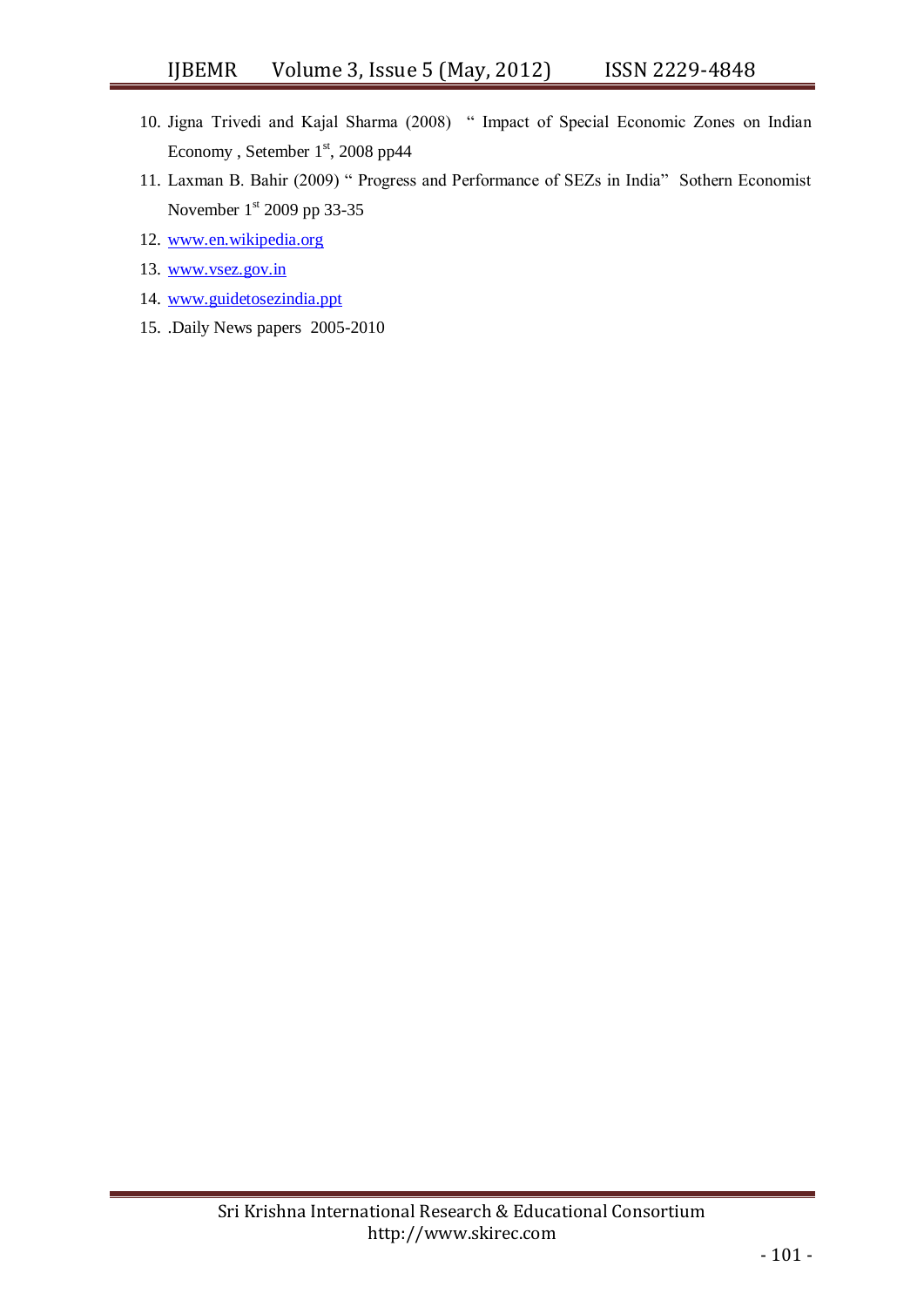10. Jigna Trivedi and Kajal Sharma (2008) " Impact of Special Economic Zones on Indian Economy , Setember 1st, 2008 pp44
11. Laxman B. Bahir (2009) " Progress and Performance of SEZs in India" Sothern Economist November 1st 2009 pp 33-35
12. www.en.wikipedia.org
13. www.vsez.gov.in
14. www.guidetosezindia.ppt
15. .Daily News papers 2005-2010